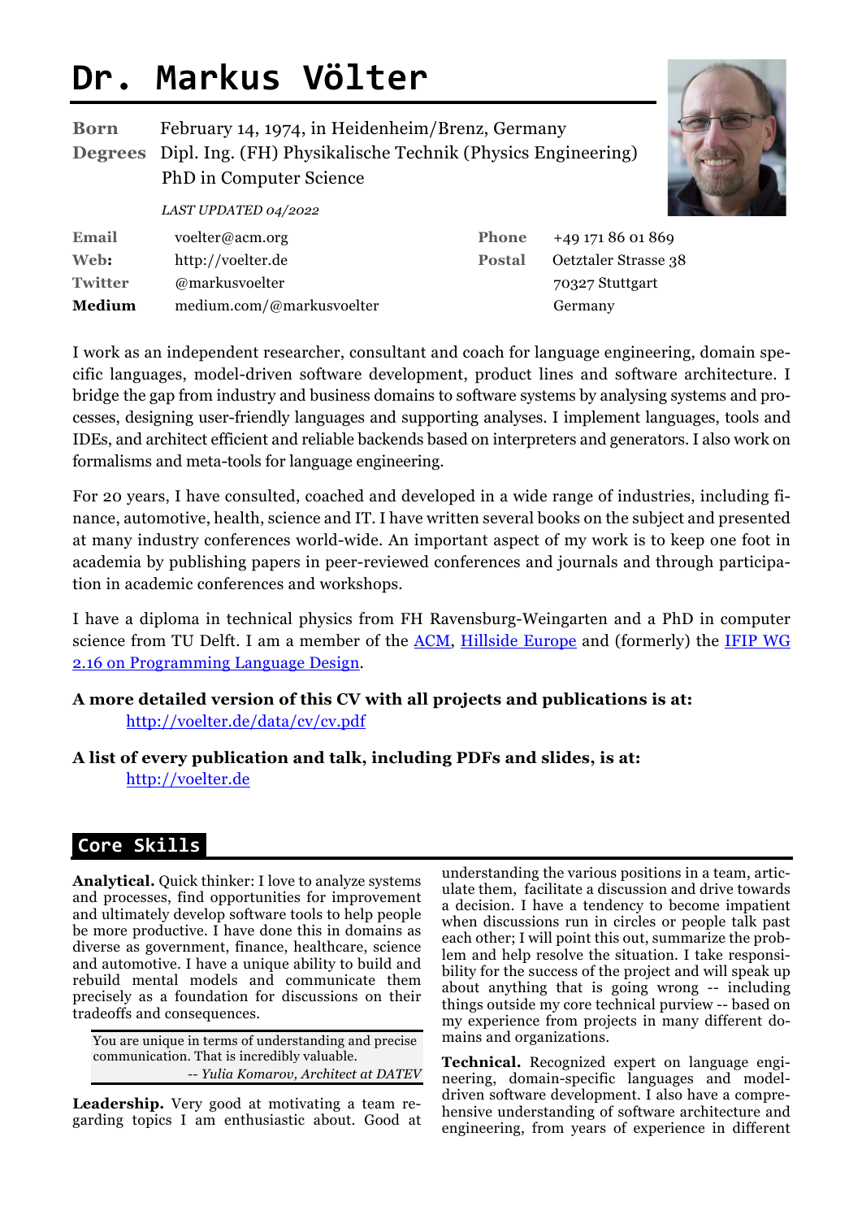# Dr. Markus Völter

| | |
|---|---|
| **Born** | February 14, 1974, in Heidenheim/Brenz, Germany |
| **Degrees** | Dipl. Ing. (FH) Physikalische Technik (Physics Engineering) |
| | PhD in Computer Science |

*LAST UPDATED 04/2022*

| | | | |
|---|---|---|---|
| **Email** | voelter@acm.org | **Phone** | +49 171 86 01 869 |
| **Web:** | http://voelter.de | **Postal** | Oetztaler Strasse 38 |
| **Twitter** | @markusvoelter | | 70327 Stuttgart |
| **Medium** | medium.com/@markusvoelter | | Germany |

I work as an independent researcher, consultant and coach for language engineering, domain specific languages, model-driven software development, product lines and software architecture. I bridge the gap from industry and business domains to software systems by analysing systems and processes, designing user-friendly languages and supporting analyses. I implement languages, tools and IDEs, and architect efficient and reliable backends based on interpreters and generators. I also work on formalisms and meta-tools for language engineering.

For 20 years, I have consulted, coached and developed in a wide range of industries, including finance, automotive, health, science and IT. I have written several books on the subject and presented at many industry conferences world-wide. An important aspect of my work is to keep one foot in academia by publishing papers in peer-reviewed conferences and journals and through participation in academic conferences and workshops.

I have a diploma in technical physics from FH Ravensburg-Weingarten and a PhD in computer science from TU Delft. I am a member of the ACM, Hillside Europe and (formerly) the IFIP WG 2.16 on Programming Language Design.

**A more detailed version of this CV with all projects and publications is at:**
http://voelter.de/data/cv/cv.pdf

**A list of every publication and talk, including PDFs and slides, is at:**
http://voelter.de

## Core Skills

**Analytical.** Quick thinker: I love to analyze systems and processes, find opportunities for improvement and ultimately develop software tools to help people be more productive. I have done this in domains as diverse as government, finance, healthcare, science and automotive. I have a unique ability to build and rebuild mental models and communicate them precisely as a foundation for discussions on their tradeoffs and consequences.

> You are unique in terms of understanding and precise communication. That is incredibly valuable.
> *-- Yulia Komarov, Architect at DATEV*

**Leadership.** Very good at motivating a team regarding topics I am enthusiastic about. Good at understanding the various positions in a team, articulate them, facilitate a discussion and drive towards a decision. I have a tendency to become impatient when discussions run in circles or people talk past each other; I will point this out, summarize the problem and help resolve the situation. I take responsibility for the success of the project and will speak up about anything that is going wrong -- including things outside my core technical purview -- based on my experience from projects in many different domains and organizations.

**Technical.** Recognized expert on language engineering, domain-specific languages and model-driven software development. I also have a comprehensive understanding of software architecture and engineering, from years of experience in different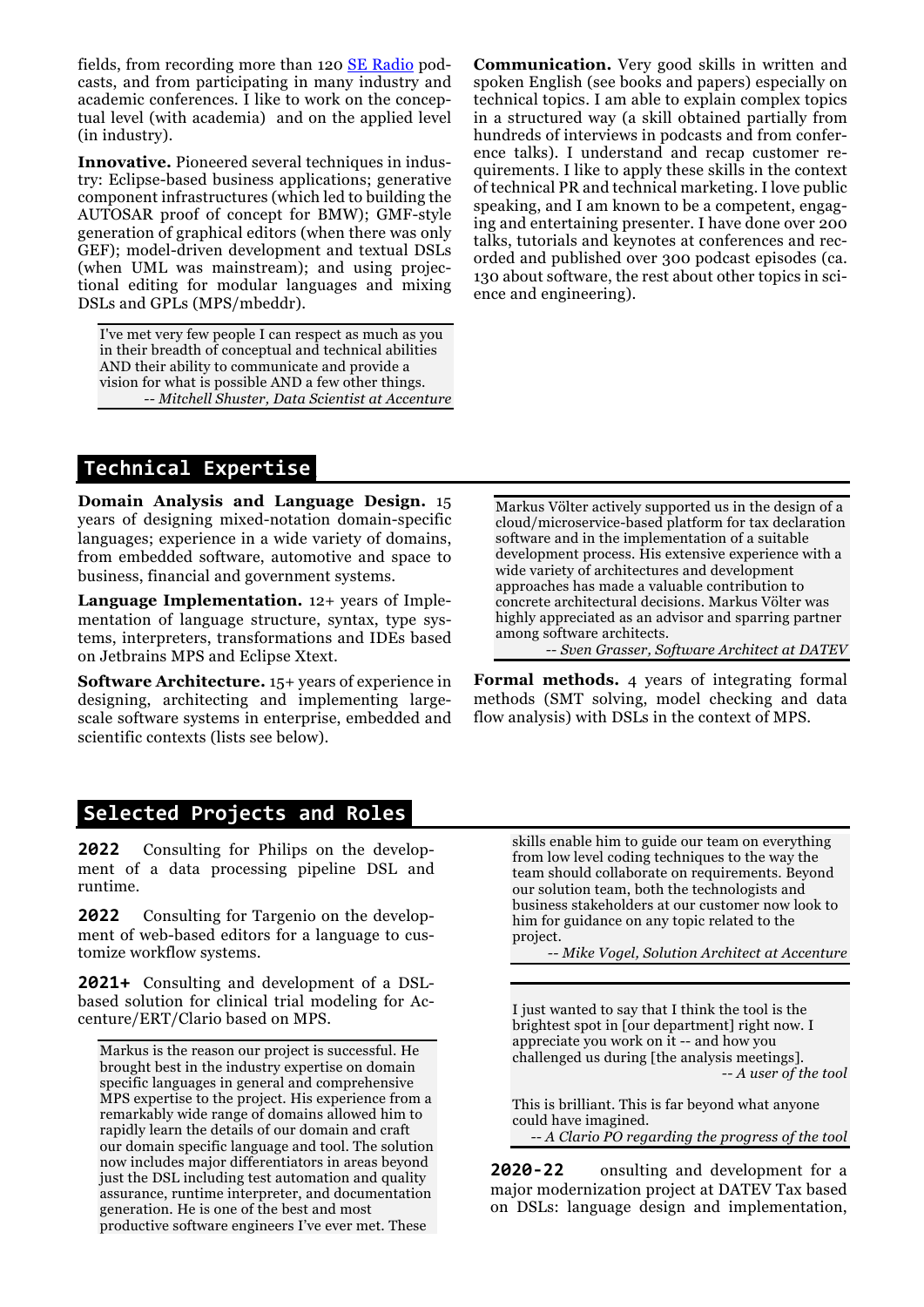fields, from recording more than 120 SE Radio podcasts, and from participating in many industry and academic conferences. I like to work on the conceptual level (with academia) and on the applied level (in industry).

**Innovative.** Pioneered several techniques in industry: Eclipse-based business applications; generative component infrastructures (which led to building the AUTOSAR proof of concept for BMW); GMF-style generation of graphical editors (when there was only GEF); model-driven development and textual DSLs (when UML was mainstream); and using projectional editing for modular languages and mixing DSLs and GPLs (MPS/mbeddr).

> I've met very few people I can respect as much as you in their breadth of conceptual and technical abilities AND their ability to communicate and provide a vision for what is possible AND a few other things.
> *-- Mitchell Shuster, Data Scientist at Accenture*

**Communication.** Very good skills in written and spoken English (see books and papers) especially on technical topics. I am able to explain complex topics in a structured way (a skill obtained partially from hundreds of interviews in podcasts and from conference talks). I understand and recap customer requirements. I like to apply these skills in the context of technical PR and technical marketing. I love public speaking, and I am known to be a competent, engaging and entertaining presenter. I have done over 200 talks, tutorials and keynotes at conferences and recorded and published over 300 podcast episodes (ca. 130 about software, the rest about other topics in science and engineering).

## Technical Expertise

**Domain Analysis and Language Design.** 15 years of designing mixed-notation domain-specific languages; experience in a wide variety of domains, from embedded software, automotive and space to business, financial and government systems.

**Language Implementation.** 12+ years of Implementation of language structure, syntax, type systems, interpreters, transformations and IDEs based on Jetbrains MPS and Eclipse Xtext.

**Software Architecture.** 15+ years of experience in designing, architecting and implementing large-scale software systems in enterprise, embedded and scientific contexts (lists see below).

> Markus Völter actively supported us in the design of a cloud/microservice-based platform for tax declaration software and in the implementation of a suitable development process. His extensive experience with a wide variety of architectures and development approaches has made a valuable contribution to concrete architectural decisions. Markus Völter was highly appreciated as an advisor and sparring partner among software architects.
> *-- Sven Grasser, Software Architect at DATEV*

**Formal methods.** 4 years of integrating formal methods (SMT solving, model checking and data flow analysis) with DSLs in the context of MPS.

## Selected Projects and Roles

**2022** Consulting for Philips on the development of a data processing pipeline DSL and runtime.

**2022** Consulting for Targenio on the development of web-based editors for a language to customize workflow systems.

**2021+** Consulting and development of a DSL-based solution for clinical trial modeling for Accenture/ERT/Clario based on MPS.

> Markus is the reason our project is successful. He brought best in the industry expertise on domain specific languages in general and comprehensive MPS expertise to the project. His experience from a remarkably wide range of domains allowed him to rapidly learn the details of our domain and craft our domain specific language and tool. The solution now includes major differentiators in areas beyond just the DSL including test automation and quality assurance, runtime interpreter, and documentation generation. He is one of the best and most productive software engineers I've ever met. These skills enable him to guide our team on everything from low level coding techniques to the way the team should collaborate on requirements. Beyond our solution team, both the technologists and business stakeholders at our customer now look to him for guidance on any topic related to the project.
> *-- Mike Vogel, Solution Architect at Accenture*

> I just wanted to say that I think the tool is the brightest spot in [our department] right now. I appreciate you work on it -- and how you challenged us during [the analysis meetings].
> *-- A user of the tool*
>
> This is brilliant. This is far beyond what anyone could have imagined.
> *-- A Clario PO regarding the progress of the tool*

**2020-22** onsulting and development for a major modernization project at DATEV Tax based on DSLs: language design and implementation,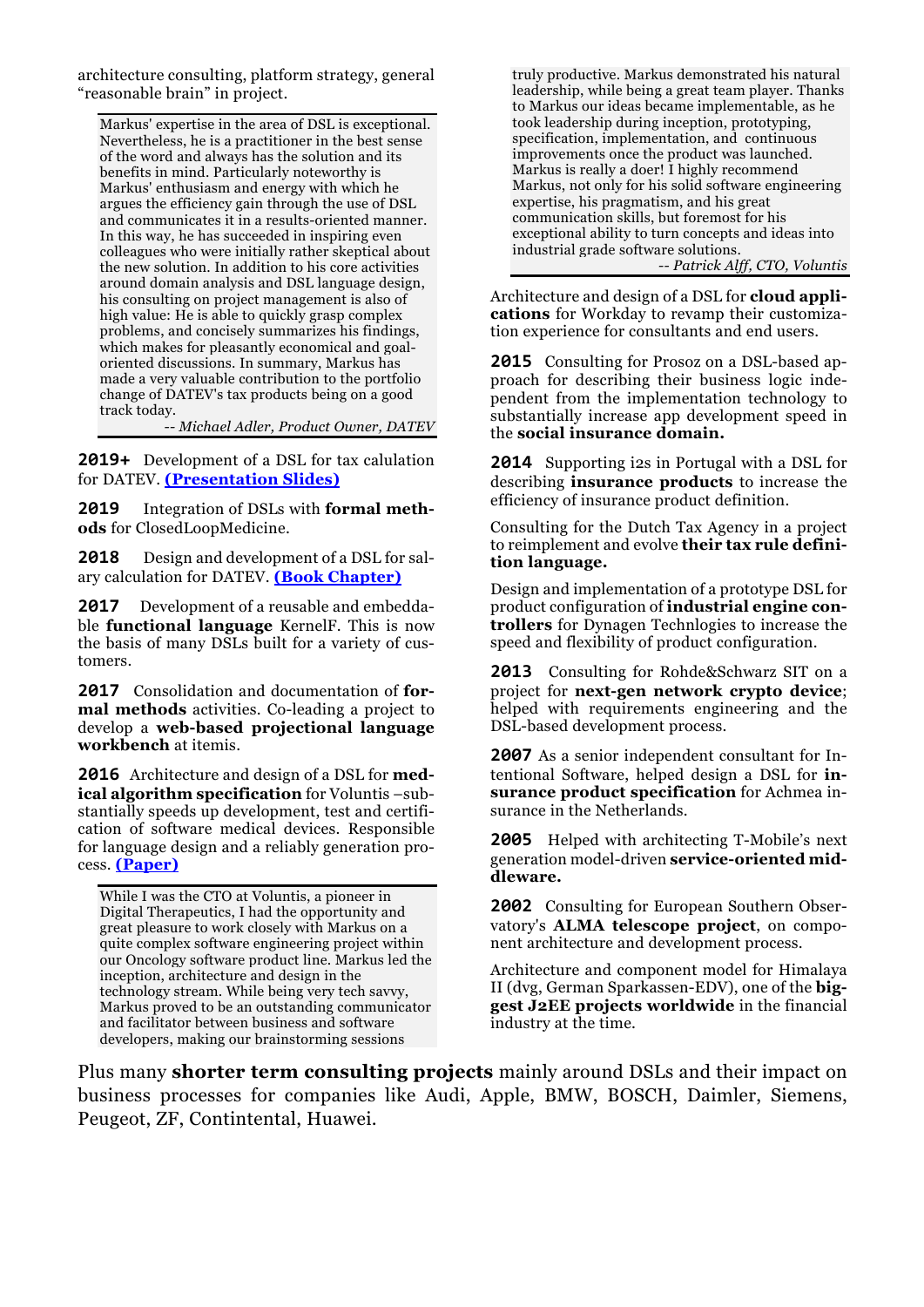architecture consulting, platform strategy, general "reasonable brain" in project.

> Markus' expertise in the area of DSL is exceptional. Nevertheless, he is a practitioner in the best sense of the word and always has the solution and its benefits in mind. Particularly noteworthy is Markus' enthusiasm and energy with which he argues the efficiency gain through the use of DSL and communicates it in a results-oriented manner. In this way, he has succeeded in inspiring even colleagues who were initially rather skeptical about the new solution. In addition to his core activities around domain analysis and DSL language design, his consulting on project management is also of high value: He is able to quickly grasp complex problems, and concisely summarizes his findings, which makes for pleasantly economical and goal-oriented discussions. In summary, Markus has made a very valuable contribution to the portfolio change of DATEV's tax products being on a good track today.
> *-- Michael Adler, Product Owner, DATEV*

**2019+** Development of a DSL for tax calulation for DATEV. **(Presentation Slides)**

**2019** Integration of DSLs with **formal methods** for ClosedLoopMedicine.

**2018** Design and development of a DSL for salary calculation for DATEV. **(Book Chapter)**

**2017** Development of a reusable and embeddable **functional language** KernelF. This is now the basis of many DSLs built for a variety of customers.

**2017** Consolidation and documentation of **formal methods** activities. Co-leading a project to develop a **web-based projectional language workbench** at itemis.

**2016** Architecture and design of a DSL for **medical algorithm specification** for Voluntis –substantially speeds up development, test and certification of software medical devices. Responsible for language design and a reliably generation process. **(Paper)**

> While I was the CTO at Voluntis, a pioneer in Digital Therapeutics, I had the opportunity and great pleasure to work closely with Markus on a quite complex software engineering project within our Oncology software product line. Markus led the inception, architecture and design in the technology stream. While being very tech savvy, Markus proved to be an outstanding communicator and facilitator between business and software developers, making our brainstorming sessions truly productive. Markus demonstrated his natural leadership, while being a great team player. Thanks to Markus our ideas became implementable, as he took leadership during inception, prototyping, specification, implementation, and continuous improvements once the product was launched. Markus is really a doer! I highly recommend Markus, not only for his solid software engineering expertise, his pragmatism, and his great communication skills, but foremost for his exceptional ability to turn concepts and ideas into industrial grade software solutions.
> *-- Patrick Alff, CTO, Voluntis*

Architecture and design of a DSL for **cloud applications** for Workday to revamp their customization experience for consultants and end users.

**2015** Consulting for Prosoz on a DSL-based approach for describing their business logic independent from the implementation technology to substantially increase app development speed in the **social insurance domain.**

**2014** Supporting i2s in Portugal with a DSL for describing **insurance products** to increase the efficiency of insurance product definition.

Consulting for the Dutch Tax Agency in a project to reimplement and evolve **their tax rule definition language.**

Design and implementation of a prototype DSL for product configuration of **industrial engine controllers** for Dynagen Technlogies to increase the speed and flexibility of product configuration.

**2013** Consulting for Rohde&Schwarz SIT on a project for **next-gen network crypto device**; helped with requirements engineering and the DSL-based development process.

**2007** As a senior independent consultant for Intentional Software, helped design a DSL for **insurance product specification** for Achmea insurance in the Netherlands.

**2005** Helped with architecting T-Mobile's next generation model-driven **service-oriented middleware.**

**2002** Consulting for European Southern Observatory's **ALMA telescope project**, on component architecture and development process.

Architecture and component model for Himalaya II (dvg, German Sparkassen-EDV), one of the **biggest J2EE projects worldwide** in the financial industry at the time.

Plus many **shorter term consulting projects** mainly around DSLs and their impact on business processes for companies like Audi, Apple, BMW, BOSCH, Daimler, Siemens, Peugeot, ZF, Contintental, Huawei.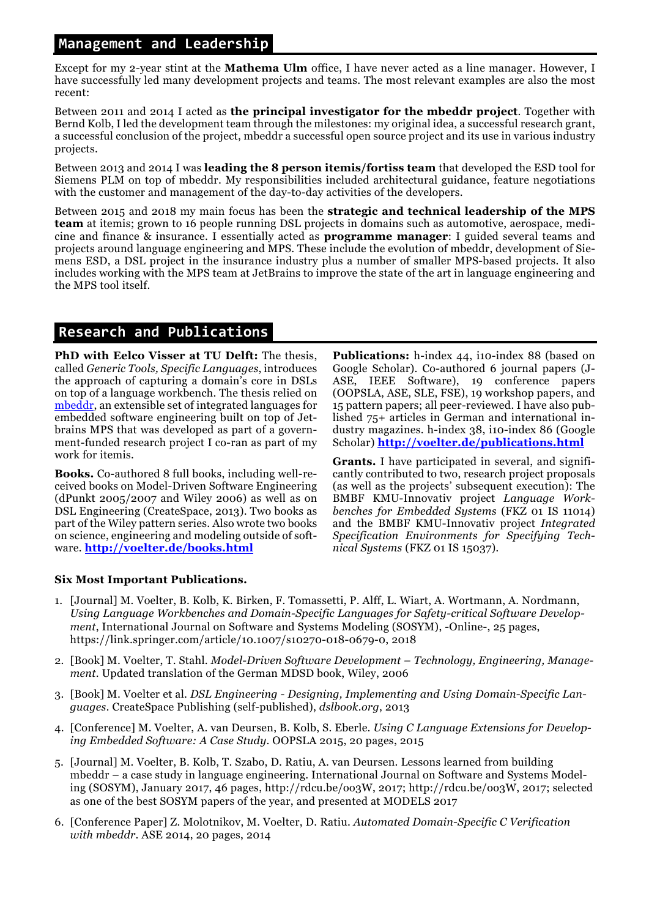## Management and Leadership

Except for my 2-year stint at the **Mathema Ulm** office, I have never acted as a line manager. However, I have successfully led many development projects and teams. The most relevant examples are also the most recent:

Between 2011 and 2014 I acted as **the principal investigator for the mbeddr project**. Together with Bernd Kolb, I led the development team through the milestones: my original idea, a successful research grant, a successful conclusion of the project, mbeddr a successful open source project and its use in various industry projects.

Between 2013 and 2014 I was **leading the 8 person itemis/fortiss team** that developed the ESD tool for Siemens PLM on top of mbeddr. My responsibilities included architectural guidance, feature negotiations with the customer and management of the day-to-day activities of the developers.

Between 2015 and 2018 my main focus has been the **strategic and technical leadership of the MPS team** at itemis; grown to 16 people running DSL projects in domains such as automotive, aerospace, medicine and finance & insurance. I essentially acted as **programme manager**: I guided several teams and projects around language engineering and MPS. These include the evolution of mbeddr, development of Siemens ESD, a DSL project in the insurance industry plus a number of smaller MPS-based projects. It also includes working with the MPS team at JetBrains to improve the state of the art in language engineering and the MPS tool itself.

## Research and Publications

**PhD with Eelco Visser at TU Delft:** The thesis, called *Generic Tools, Specific Languages*, introduces the approach of capturing a domain's core in DSLs on top of a language workbench. The thesis relied on [mbeddr](mbeddr), an extensible set of integrated languages for embedded software engineering built on top of Jetbrains MPS that was developed as part of a government-funded research project I co-ran as part of my work for itemis.

**Books.** Co-authored 8 full books, including well-received books on Model-Driven Software Engineering (dPunkt 2005/2007 and Wiley 2006) as well as on DSL Engineering (CreateSpace, 2013). Two books as part of the Wiley pattern series. Also wrote two books on science, engineering and modeling outside of software. **[http://voelter.de/books.html](http://voelter.de/books.html)**

**Publications:** h-index 44, i10-index 88 (based on Google Scholar). Co-authored 6 journal papers (J-ASE, IEEE Software), 19 conference papers (OOPSLA, ASE, SLE, FSE), 19 workshop papers, and 15 pattern papers; all peer-reviewed. I have also published 75+ articles in German and international industry magazines. h-index 38, i10-index 86 (Google Scholar) **[http://voelter.de/publications.html](http://voelter.de/publications.html)**

**Grants.** I have participated in several, and significantly contributed to two, research project proposals (as well as the projects' subsequent execution): The BMBF KMU-Innovativ project *Language Workbenches for Embedded Systems* (FKZ 01 IS 11014) and the BMBF KMU-Innovativ project *Integrated Specification Environments for Specifying Technical Systems* (FKZ 01 IS 15037).

**Six Most Important Publications.**

1. [Journal] M. Voelter, B. Kolb, K. Birken, F. Tomassetti, P. Alff, L. Wiart, A. Wortmann, A. Nordmann, *Using Language Workbenches and Domain-Specific Languages for Safety-critical Software Development*, International Journal on Software and Systems Modeling (SOSYM), -Online-, 25 pages, https://link.springer.com/article/10.1007/s10270-018-0679-0, 2018
2. [Book] M. Voelter, T. Stahl. *Model-Driven Software Development – Technology, Engineering, Management*. Updated translation of the German MDSD book, Wiley, 2006
3. [Book] M. Voelter et al. *DSL Engineering - Designing, Implementing and Using Domain-Specific Languages*. CreateSpace Publishing (self-published), *dslbook.org*, 2013
4. [Conference] M. Voelter, A. van Deursen, B. Kolb, S. Eberle. *Using C Language Extensions for Developing Embedded Software: A Case Study*. OOPSLA 2015, 20 pages, 2015
5. [Journal] M. Voelter, B. Kolb, T. Szabo, D. Ratiu, A. van Deursen. Lessons learned from building mbeddr – a case study in language engineering. International Journal on Software and Systems Modeling (SOSYM), January 2017, 46 pages, http://rdcu.be/o03W, 2017; http://rdcu.be/o03W, 2017; selected as one of the best SOSYM papers of the year, and presented at MODELS 2017
6. [Conference Paper] Z. Molotnikov, M. Voelter, D. Ratiu. *Automated Domain-Specific C Verification with mbeddr*. ASE 2014, 20 pages, 2014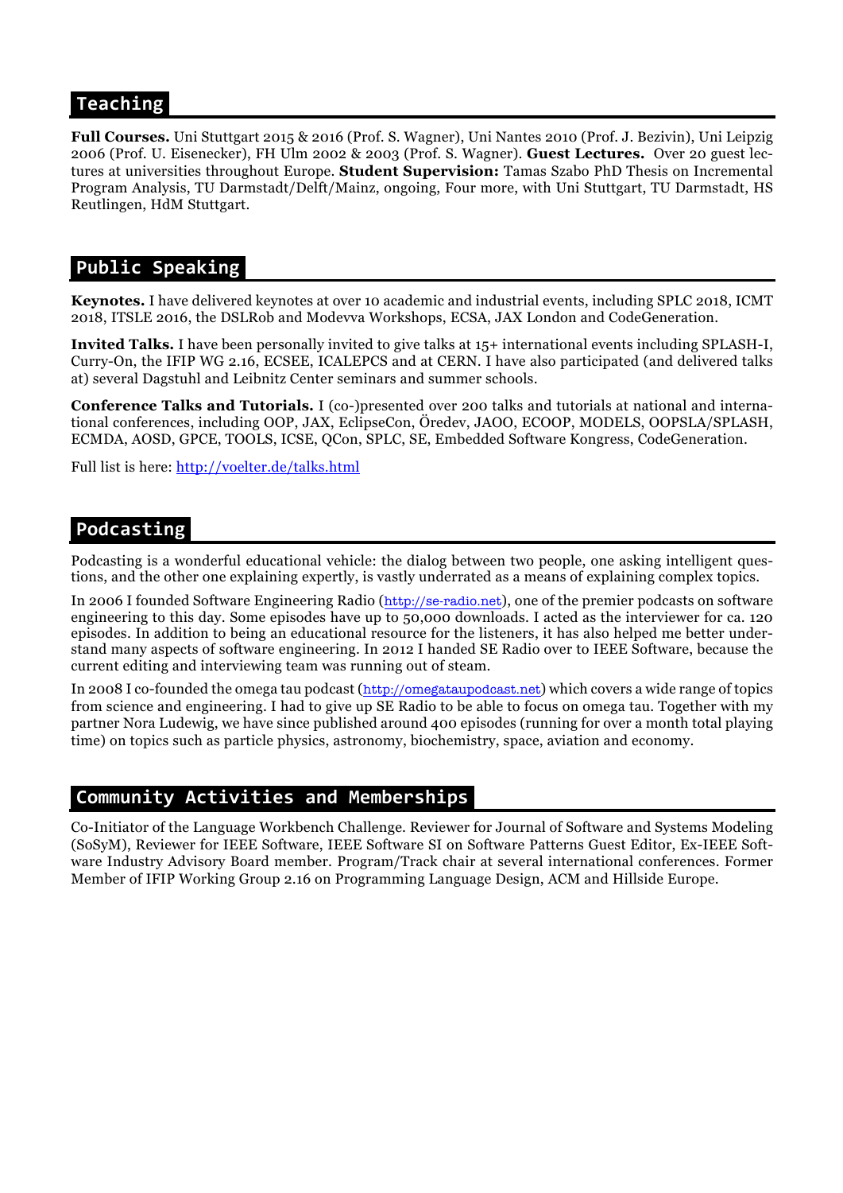## Teaching

**Full Courses.** Uni Stuttgart 2015 & 2016 (Prof. S. Wagner), Uni Nantes 2010 (Prof. J. Bezivin), Uni Leipzig 2006 (Prof. U. Eisenecker), FH Ulm 2002 & 2003 (Prof. S. Wagner). **Guest Lectures.** Over 20 guest lectures at universities throughout Europe. **Student Supervision:** Tamas Szabo PhD Thesis on Incremental Program Analysis, TU Darmstadt/Delft/Mainz, ongoing, Four more, with Uni Stuttgart, TU Darmstadt, HS Reutlingen, HdM Stuttgart.

## Public Speaking

**Keynotes.** I have delivered keynotes at over 10 academic and industrial events, including SPLC 2018, ICMT 2018, ITSLE 2016, the DSLRob and Modevva Workshops, ECSA, JAX London and CodeGeneration.

**Invited Talks.** I have been personally invited to give talks at 15+ international events including SPLASH-I, Curry-On, the IFIP WG 2.16, ECSEE, ICALEPCS and at CERN. I have also participated (and delivered talks at) several Dagstuhl and Leibnitz Center seminars and summer schools.

**Conference Talks and Tutorials.** I (co-)presented over 200 talks and tutorials at national and international conferences, including OOP, JAX, EclipseCon, Öredev, JAOO, ECOOP, MODELS, OOPSLA/SPLASH, ECMDA, AOSD, GPCE, TOOLS, ICSE, QCon, SPLC, SE, Embedded Software Kongress, CodeGeneration.

Full list is here: [http://voelter.de/talks.html](http://voelter.de/talks.html)

## Podcasting

Podcasting is a wonderful educational vehicle: the dialog between two people, one asking intelligent questions, and the other one explaining expertly, is vastly underrated as a means of explaining complex topics.

In 2006 I founded Software Engineering Radio ([http://se-radio.net](http://se-radio.net)), one of the premier podcasts on software engineering to this day. Some episodes have up to 50,000 downloads. I acted as the interviewer for ca. 120 episodes. In addition to being an educational resource for the listeners, it has also helped me better understand many aspects of software engineering. In 2012 I handed SE Radio over to IEEE Software, because the current editing and interviewing team was running out of steam.

In 2008 I co-founded the omega tau podcast ([http://omegataupodcast.net](http://omegataupodcast.net)) which covers a wide range of topics from science and engineering. I had to give up SE Radio to be able to focus on omega tau. Together with my partner Nora Ludewig, we have since published around 400 episodes (running for over a month total playing time) on topics such as particle physics, astronomy, biochemistry, space, aviation and economy.

## Community Activities and Memberships

Co-Initiator of the Language Workbench Challenge. Reviewer for Journal of Software and Systems Modeling (SoSyM), Reviewer for IEEE Software, IEEE Software SI on Software Patterns Guest Editor, Ex-IEEE Software Industry Advisory Board member. Program/Track chair at several international conferences. Former Member of IFIP Working Group 2.16 on Programming Language Design, ACM and Hillside Europe.